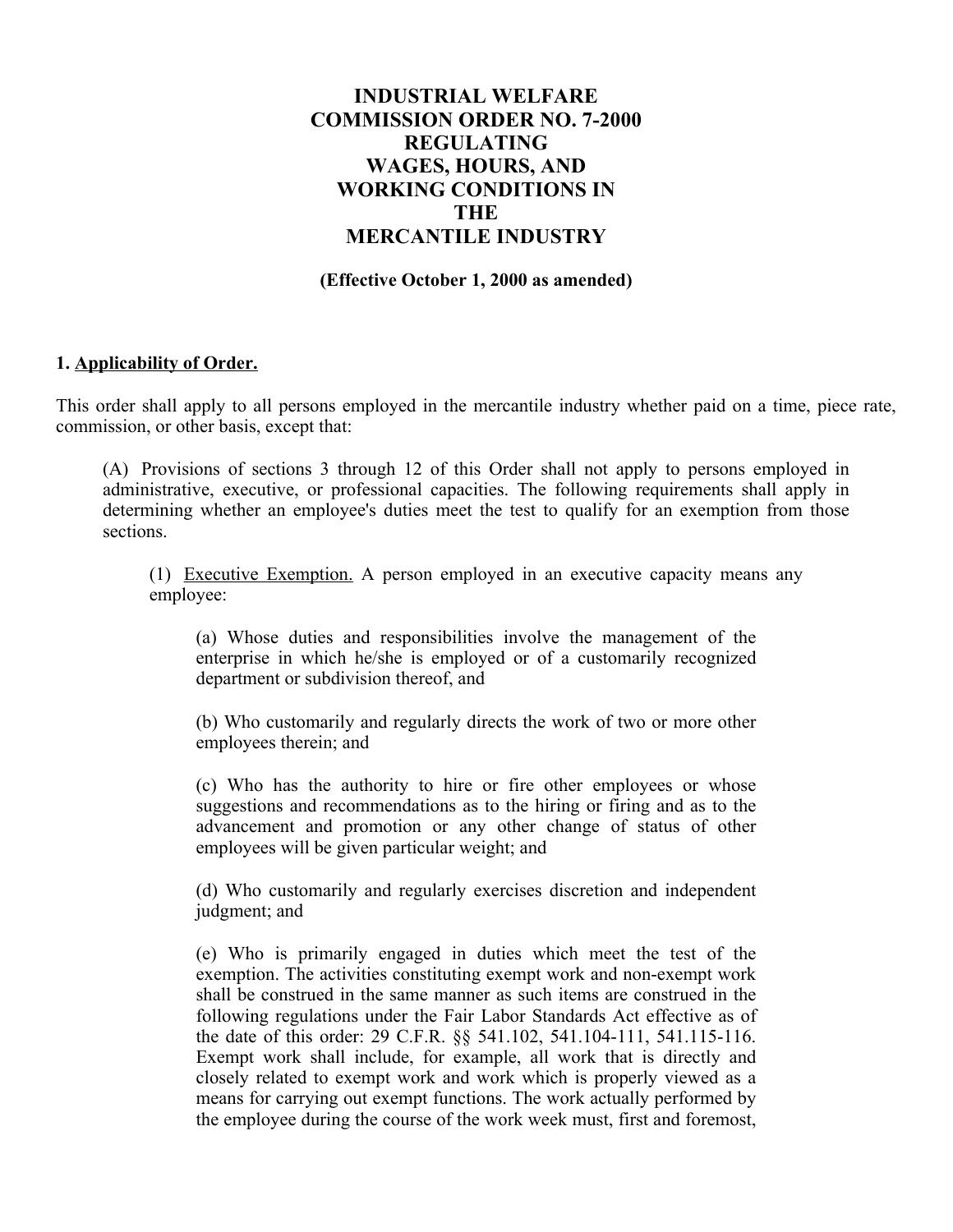# INDUSTRIAL WELFARE COMMISSION ORDER NO. 7-2000 REGULATING WAGES, HOURS, AND WORKING CONDITIONS IN THE MERCANTILE INDUSTRY

**(Effective October 1, 2000 as amended)**

## 1. Applicability of Order.

This order shall apply to all persons employed in the mercantile industry whether paid on a time, piece rate, commission, or other basis, except that:

(A) Provisions of sections 3 through 12 of this Order shall not apply to persons employed in administrative, executive, or professional capacities. The following requirements shall apply in determining whether an employee's duties meet the test to qualify for an exemption from those sections.

(1) Executive Exemption. A person employed in an executive capacity means any employee:

(a) Whose duties and responsibilities involve the management of the enterprise in which he/she is employed or of a customarily recognized department or subdivision thereof, and

(b) Who customarily and regularly directs the work of two or more other employees therein; and

(c) Who has the authority to hire or fire other employees or whose suggestions and recommendations as to the hiring or firing and as to the advancement and promotion or any other change of status of other employees will be given particular weight; and

(d) Who customarily and regularly exercises discretion and independent judgment; and

(e) Who is primarily engaged in duties which meet the test of the exemption. The activities constituting exempt work and non-exempt work shall be construed in the same manner as such items are construed in the following regulations under the Fair Labor Standards Act effective as of the date of this order: 29 C.F.R. §§ 541.102, 541.104-111, 541.115-116. Exempt work shall include, for example, all work that is directly and closely related to exempt work and work which is properly viewed as a means for carrying out exempt functions. The work actually performed by the employee during the course of the work week must, first and foremost,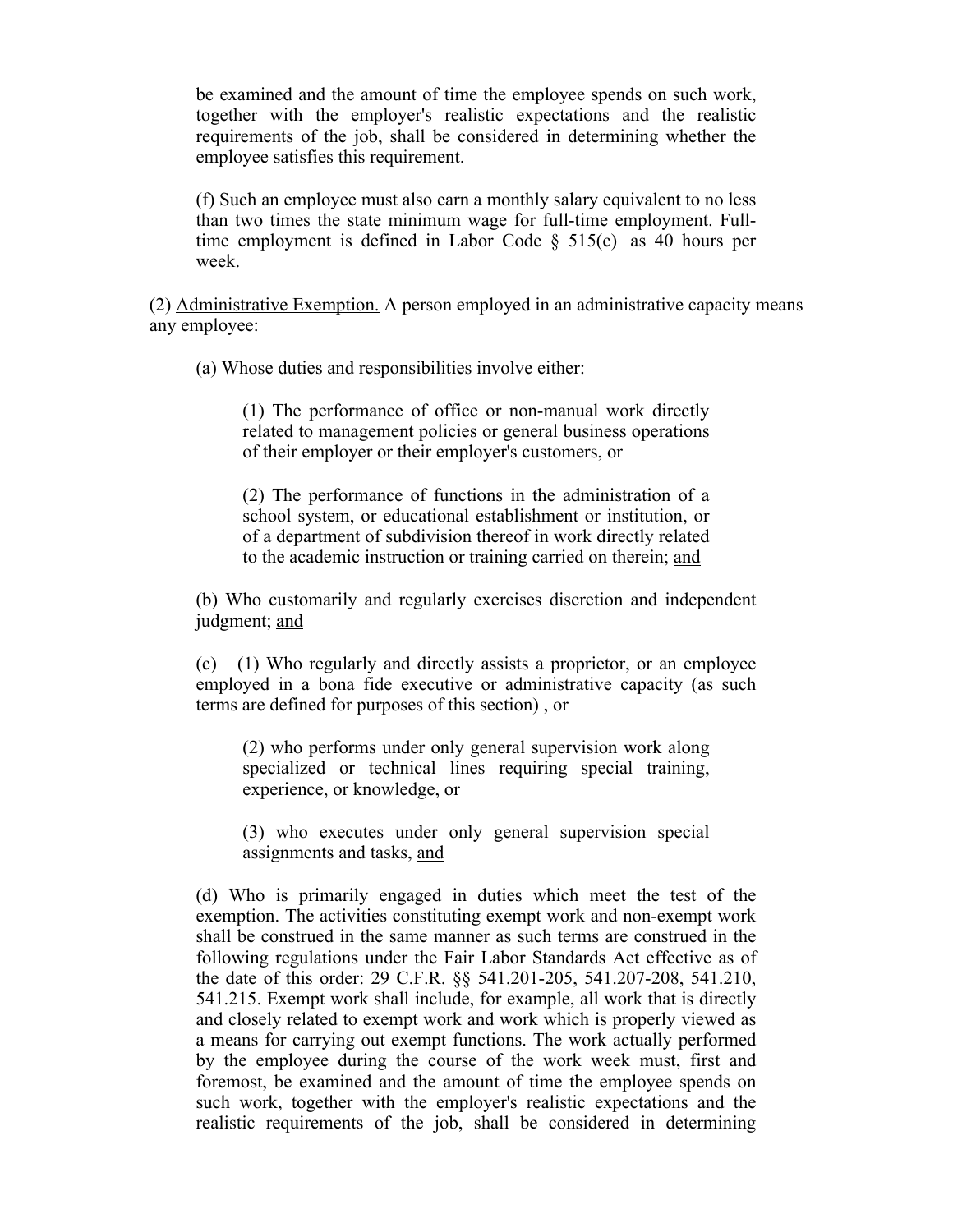be examined and the amount of time the employee spends on such work, together with the employer's realistic expectations and the realistic requirements of the job, shall be considered in determining whether the employee satisfies this requirement.

(f) Such an employee must also earn a monthly salary equivalent to no less than two times the state minimum wage for full-time employment. Full-time employment is defined in Labor Code § 515(c) as 40 hours per week.

(2) <u>Administrative Exemption.</u> A person employed in an administrative capacity means any employee:

(a) Whose duties and responsibilities involve either:

(1) The performance of office or non-manual work directly related to management policies or general business operations of their employer or their employer's customers, or

(2) The performance of functions in the administration of a school system, or educational establishment or institution, or of a department of subdivision thereof in work directly related to the academic instruction or training carried on therein; <u>and</u>

(b) Who customarily and regularly exercises discretion and independent judgment; <u>and</u>

(c) (1) Who regularly and directly assists a proprietor, or an employee employed in a bona fide executive or administrative capacity (as such terms are defined for purposes of this section) , or

(2) who performs under only general supervision work along specialized or technical lines requiring special training, experience, or knowledge, or

(3) who executes under only general supervision special assignments and tasks, <u>and</u>

(d) Who is primarily engaged in duties which meet the test of the exemption. The activities constituting exempt work and non-exempt work shall be construed in the same manner as such terms are construed in the following regulations under the Fair Labor Standards Act effective as of the date of this order: 29 C.F.R. §§ 541.201-205, 541.207-208, 541.210, 541.215. Exempt work shall include, for example, all work that is directly and closely related to exempt work and work which is properly viewed as a means for carrying out exempt functions. The work actually performed by the employee during the course of the work week must, first and foremost, be examined and the amount of time the employee spends on such work, together with the employer's realistic expectations and the realistic requirements of the job, shall be considered in determining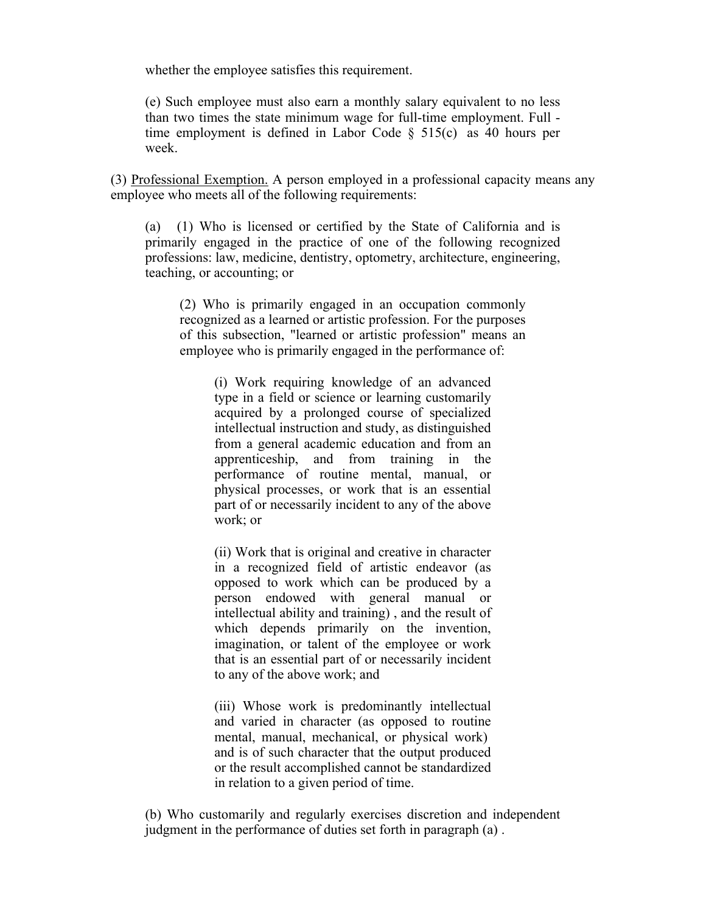whether the employee satisfies this requirement.

(e) Such employee must also earn a monthly salary equivalent to no less than two times the state minimum wage for full-time employment. Full - time employment is defined in Labor Code § 515(c) as 40 hours per week.

(3) Professional Exemption. A person employed in a professional capacity means any employee who meets all of the following requirements:

(a) (1) Who is licensed or certified by the State of California and is primarily engaged in the practice of one of the following recognized professions: law, medicine, dentistry, optometry, architecture, engineering, teaching, or accounting; or

(2) Who is primarily engaged in an occupation commonly recognized as a learned or artistic profession. For the purposes of this subsection, "learned or artistic profession" means an employee who is primarily engaged in the performance of:

(i) Work requiring knowledge of an advanced type in a field or science or learning customarily acquired by a prolonged course of specialized intellectual instruction and study, as distinguished from a general academic education and from an apprenticeship, and from training in the performance of routine mental, manual, or physical processes, or work that is an essential part of or necessarily incident to any of the above work; or

(ii) Work that is original and creative in character in a recognized field of artistic endeavor (as opposed to work which can be produced by a person endowed with general manual or intellectual ability and training) , and the result of which depends primarily on the invention, imagination, or talent of the employee or work that is an essential part of or necessarily incident to any of the above work; and

(iii) Whose work is predominantly intellectual and varied in character (as opposed to routine mental, manual, mechanical, or physical work) and is of such character that the output produced or the result accomplished cannot be standardized in relation to a given period of time.

(b) Who customarily and regularly exercises discretion and independent judgment in the performance of duties set forth in paragraph (a) .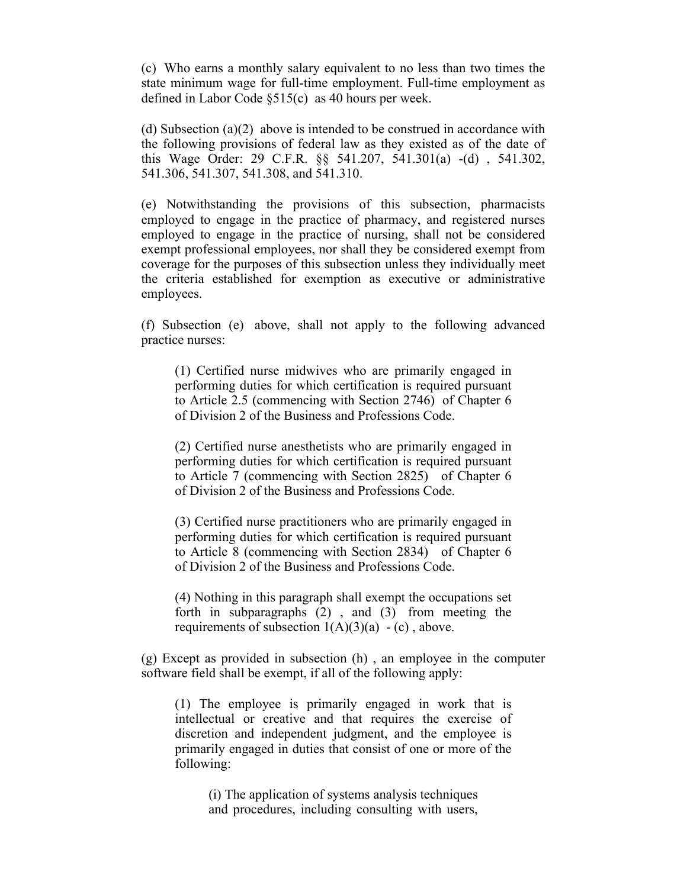(c) Who earns a monthly salary equivalent to no less than two times the state minimum wage for full-time employment. Full-time employment as defined in Labor Code §515(c) as 40 hours per week.

(d) Subsection (a)(2) above is intended to be construed in accordance with the following provisions of federal law as they existed as of the date of this Wage Order: 29 C.F.R. §§ 541.207, 541.301(a) -(d) , 541.302, 541.306, 541.307, 541.308, and 541.310.

(e) Notwithstanding the provisions of this subsection, pharmacists employed to engage in the practice of pharmacy, and registered nurses employed to engage in the practice of nursing, shall not be considered exempt professional employees, nor shall they be considered exempt from coverage for the purposes of this subsection unless they individually meet the criteria established for exemption as executive or administrative employees.

(f) Subsection (e) above, shall not apply to the following advanced practice nurses:

> (1) Certified nurse midwives who are primarily engaged in performing duties for which certification is required pursuant to Article 2.5 (commencing with Section 2746) of Chapter 6 of Division 2 of the Business and Professions Code.
>
> (2) Certified nurse anesthetists who are primarily engaged in performing duties for which certification is required pursuant to Article 7 (commencing with Section 2825) of Chapter 6 of Division 2 of the Business and Professions Code.
>
> (3) Certified nurse practitioners who are primarily engaged in performing duties for which certification is required pursuant to Article 8 (commencing with Section 2834) of Chapter 6 of Division 2 of the Business and Professions Code.
>
> (4) Nothing in this paragraph shall exempt the occupations set forth in subparagraphs (2) , and (3) from meeting the requirements of subsection 1(A)(3)(a) - (c) , above.

(g) Except as provided in subsection (h) , an employee in the computer software field shall be exempt, if all of the following apply:

> (1) The employee is primarily engaged in work that is intellectual or creative and that requires the exercise of discretion and independent judgment, and the employee is primarily engaged in duties that consist of one or more of the following:
>
> > (i) The application of systems analysis techniques and procedures, including consulting with users,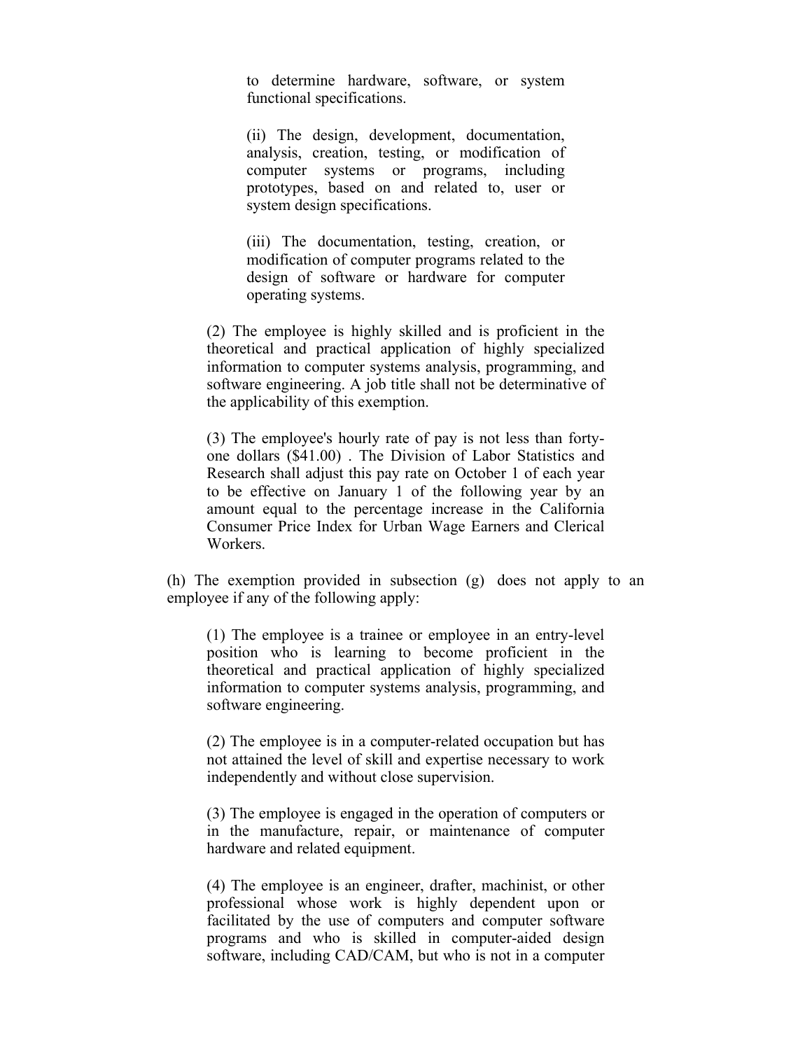to determine hardware, software, or system functional specifications.

(ii) The design, development, documentation, analysis, creation, testing, or modification of computer systems or programs, including prototypes, based on and related to, user or system design specifications.

(iii) The documentation, testing, creation, or modification of computer programs related to the design of software or hardware for computer operating systems.

(2) The employee is highly skilled and is proficient in the theoretical and practical application of highly specialized information to computer systems analysis, programming, and software engineering. A job title shall not be determinative of the applicability of this exemption.

(3) The employee's hourly rate of pay is not less than forty-one dollars ($41.00) . The Division of Labor Statistics and Research shall adjust this pay rate on October 1 of each year to be effective on January 1 of the following year by an amount equal to the percentage increase in the California Consumer Price Index for Urban Wage Earners and Clerical Workers.

(h) The exemption provided in subsection (g) does not apply to an employee if any of the following apply:

(1) The employee is a trainee or employee in an entry-level position who is learning to become proficient in the theoretical and practical application of highly specialized information to computer systems analysis, programming, and software engineering.

(2) The employee is in a computer-related occupation but has not attained the level of skill and expertise necessary to work independently and without close supervision.

(3) The employee is engaged in the operation of computers or in the manufacture, repair, or maintenance of computer hardware and related equipment.

(4) The employee is an engineer, drafter, machinist, or other professional whose work is highly dependent upon or facilitated by the use of computers and computer software programs and who is skilled in computer-aided design software, including CAD/CAM, but who is not in a computer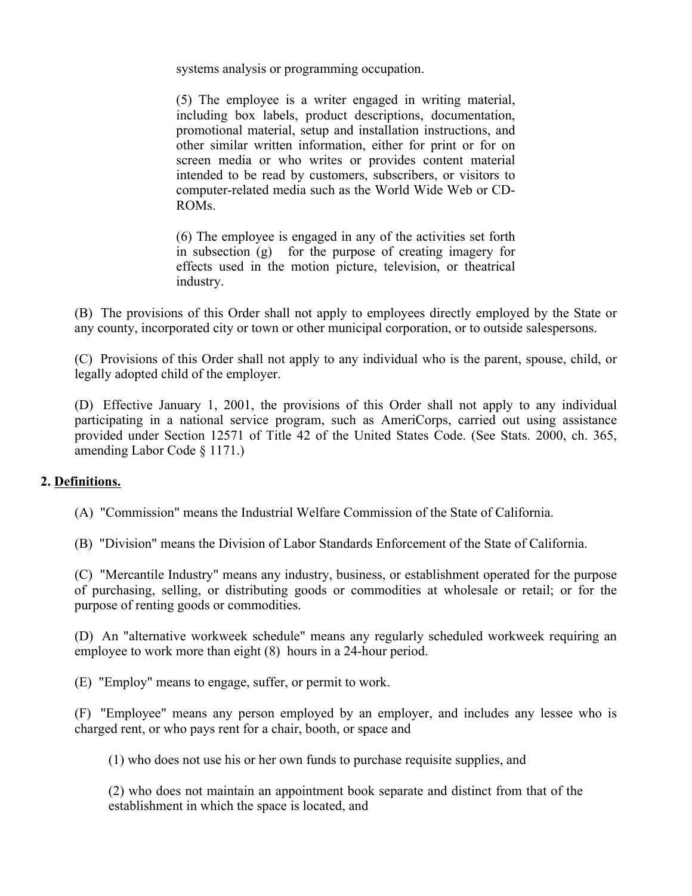systems analysis or programming occupation.

(5) The employee is a writer engaged in writing material, including box labels, product descriptions, documentation, promotional material, setup and installation instructions, and other similar written information, either for print or for on screen media or who writes or provides content material intended to be read by customers, subscribers, or visitors to computer-related media such as the World Wide Web or CD-ROMs.

(6) The employee is engaged in any of the activities set forth in subsection (g) for the purpose of creating imagery for effects used in the motion picture, television, or theatrical industry.

(B) The provisions of this Order shall not apply to employees directly employed by the State or any county, incorporated city or town or other municipal corporation, or to outside salespersons.

(C) Provisions of this Order shall not apply to any individual who is the parent, spouse, child, or legally adopted child of the employer.

(D) Effective January 1, 2001, the provisions of this Order shall not apply to any individual participating in a national service program, such as AmeriCorps, carried out using assistance provided under Section 12571 of Title 42 of the United States Code. (See Stats. 2000, ch. 365, amending Labor Code § 1171.)

**2. Definitions.**

(A) "Commission" means the Industrial Welfare Commission of the State of California.

(B) "Division" means the Division of Labor Standards Enforcement of the State of California.

(C) "Mercantile Industry" means any industry, business, or establishment operated for the purpose of purchasing, selling, or distributing goods or commodities at wholesale or retail; or for the purpose of renting goods or commodities.

(D) An "alternative workweek schedule" means any regularly scheduled workweek requiring an employee to work more than eight (8) hours in a 24-hour period.

(E) "Employ" means to engage, suffer, or permit to work.

(F) "Employee" means any person employed by an employer, and includes any lessee who is charged rent, or who pays rent for a chair, booth, or space and

(1) who does not use his or her own funds to purchase requisite supplies, and

(2) who does not maintain an appointment book separate and distinct from that of the establishment in which the space is located, and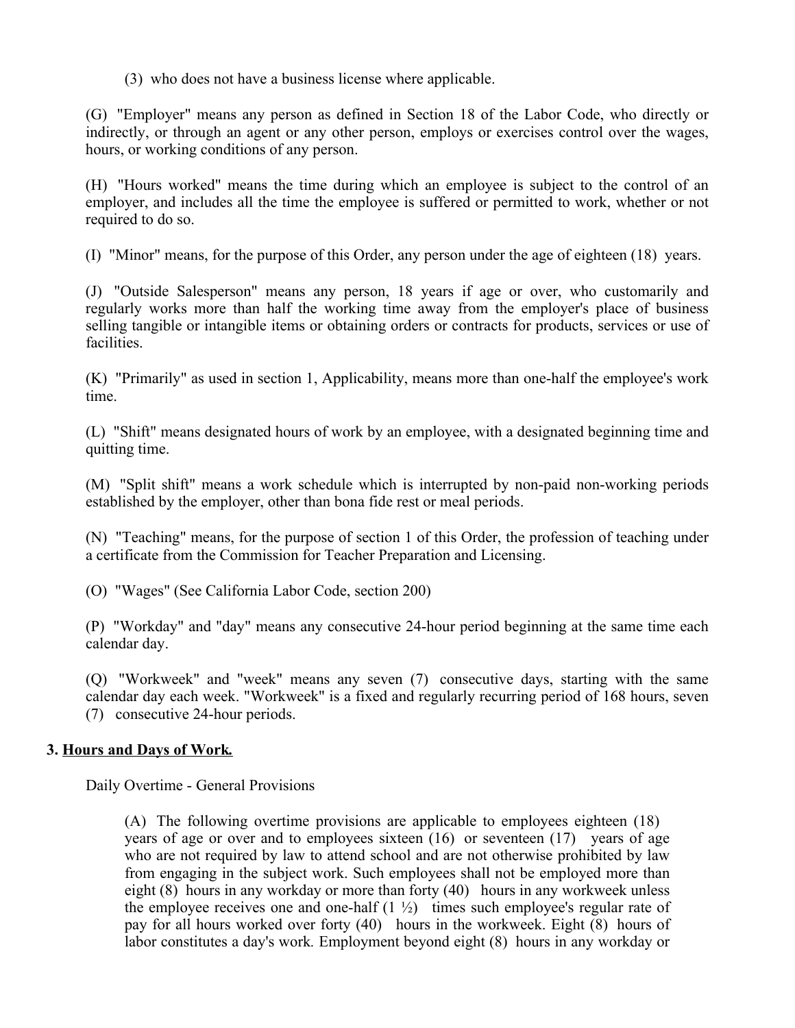(3) who does not have a business license where applicable.

(G) "Employer" means any person as defined in Section 18 of the Labor Code, who directly or indirectly, or through an agent or any other person, employs or exercises control over the wages, hours, or working conditions of any person.

(H) "Hours worked" means the time during which an employee is subject to the control of an employer, and includes all the time the employee is suffered or permitted to work, whether or not required to do so.

(I) "Minor" means, for the purpose of this Order, any person under the age of eighteen (18) years.

(J) "Outside Salesperson" means any person, 18 years if age or over, who customarily and regularly works more than half the working time away from the employer's place of business selling tangible or intangible items or obtaining orders or contracts for products, services or use of facilities.

(K) "Primarily" as used in section 1, Applicability, means more than one-half the employee's work time.

(L) "Shift" means designated hours of work by an employee, with a designated beginning time and quitting time.

(M) "Split shift" means a work schedule which is interrupted by non-paid non-working periods established by the employer, other than bona fide rest or meal periods.

(N) "Teaching" means, for the purpose of section 1 of this Order, the profession of teaching under a certificate from the Commission for Teacher Preparation and Licensing.

(O) "Wages" (See California Labor Code, section 200)

(P) "Workday" and "day" means any consecutive 24-hour period beginning at the same time each calendar day.

(Q) "Workweek" and "week" means any seven (7) consecutive days, starting with the same calendar day each week. "Workweek" is a fixed and regularly recurring period of 168 hours, seven (7) consecutive 24-hour periods.

**3. <u>Hours and Days of Work</u>.**

Daily Overtime - General Provisions

(A) The following overtime provisions are applicable to employees eighteen (18) years of age or over and to employees sixteen (16) or seventeen (17) years of age who are not required by law to attend school and are not otherwise prohibited by law from engaging in the subject work. Such employees shall not be employed more than eight (8) hours in any workday or more than forty (40) hours in any workweek unless the employee receives one and one-half (1 ½) times such employee's regular rate of pay for all hours worked over forty (40) hours in the workweek. Eight (8) hours of labor constitutes a day's work. Employment beyond eight (8) hours in any workday or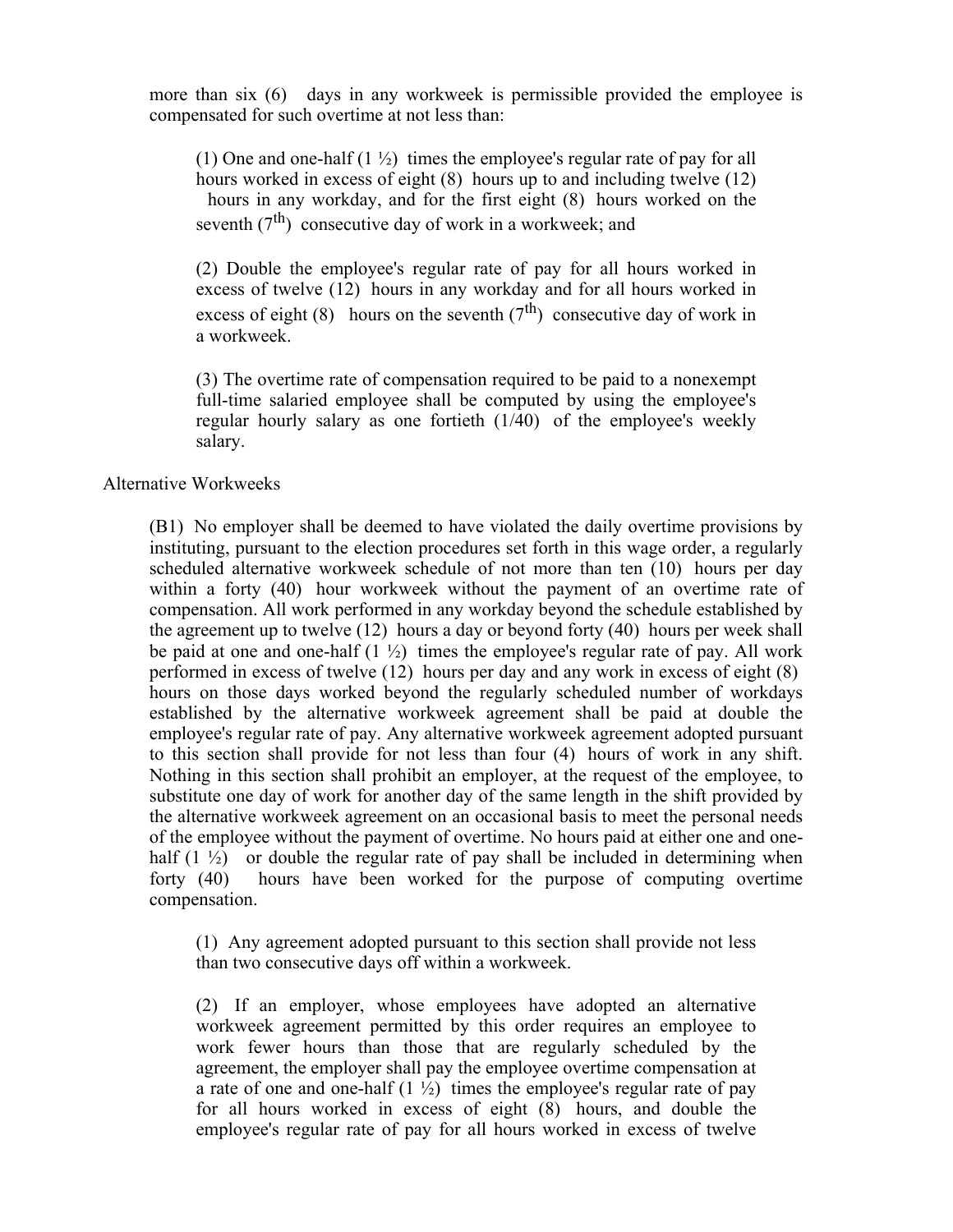more than six (6) days in any workweek is permissible provided the employee is compensated for such overtime at not less than:

(1) One and one-half (1 ½) times the employee's regular rate of pay for all hours worked in excess of eight (8) hours up to and including twelve (12) hours in any workday, and for the first eight (8) hours worked on the seventh (7th) consecutive day of work in a workweek; and

(2) Double the employee's regular rate of pay for all hours worked in excess of twelve (12) hours in any workday and for all hours worked in excess of eight (8) hours on the seventh (7th) consecutive day of work in a workweek.

(3) The overtime rate of compensation required to be paid to a nonexempt full-time salaried employee shall be computed by using the employee's regular hourly salary as one fortieth (1/40) of the employee's weekly salary.

Alternative Workweeks

(B1) No employer shall be deemed to have violated the daily overtime provisions by instituting, pursuant to the election procedures set forth in this wage order, a regularly scheduled alternative workweek schedule of not more than ten (10) hours per day within a forty (40) hour workweek without the payment of an overtime rate of compensation. All work performed in any workday beyond the schedule established by the agreement up to twelve (12) hours a day or beyond forty (40) hours per week shall be paid at one and one-half (1 ½) times the employee's regular rate of pay. All work performed in excess of twelve (12) hours per day and any work in excess of eight (8) hours on those days worked beyond the regularly scheduled number of workdays established by the alternative workweek agreement shall be paid at double the employee's regular rate of pay. Any alternative workweek agreement adopted pursuant to this section shall provide for not less than four (4) hours of work in any shift. Nothing in this section shall prohibit an employer, at the request of the employee, to substitute one day of work for another day of the same length in the shift provided by the alternative workweek agreement on an occasional basis to meet the personal needs of the employee without the payment of overtime. No hours paid at either one and one-half (1 ½) or double the regular rate of pay shall be included in determining when forty (40) hours have been worked for the purpose of computing overtime compensation.

(1) Any agreement adopted pursuant to this section shall provide not less than two consecutive days off within a workweek.

(2) If an employer, whose employees have adopted an alternative workweek agreement permitted by this order requires an employee to work fewer hours than those that are regularly scheduled by the agreement, the employer shall pay the employee overtime compensation at a rate of one and one-half (1 ½) times the employee's regular rate of pay for all hours worked in excess of eight (8) hours, and double the employee's regular rate of pay for all hours worked in excess of twelve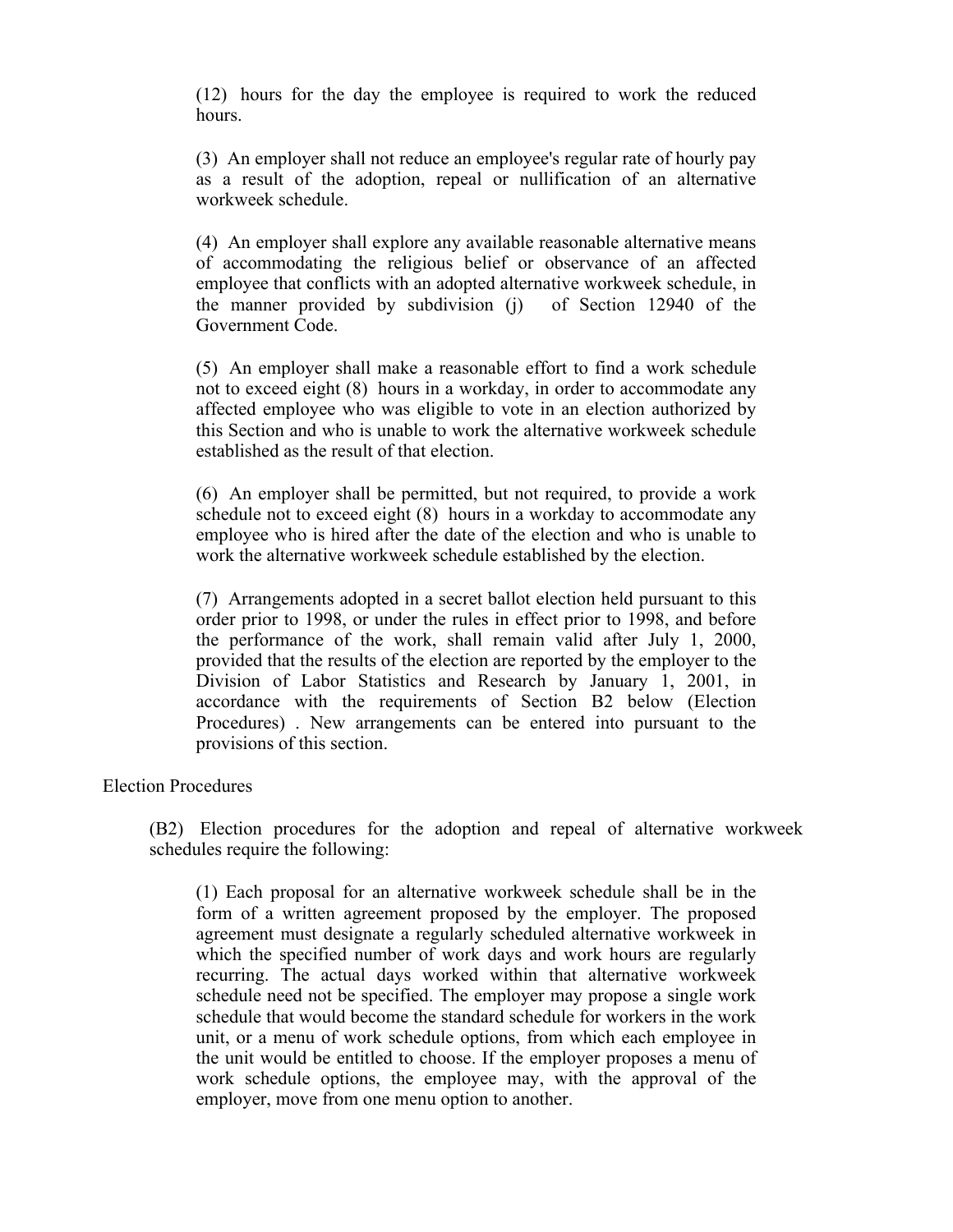(12) hours for the day the employee is required to work the reduced hours.

(3) An employer shall not reduce an employee's regular rate of hourly pay as a result of the adoption, repeal or nullification of an alternative workweek schedule.

(4) An employer shall explore any available reasonable alternative means of accommodating the religious belief or observance of an affected employee that conflicts with an adopted alternative workweek schedule, in the manner provided by subdivision (j) of Section 12940 of the Government Code.

(5) An employer shall make a reasonable effort to find a work schedule not to exceed eight (8) hours in a workday, in order to accommodate any affected employee who was eligible to vote in an election authorized by this Section and who is unable to work the alternative workweek schedule established as the result of that election.

(6) An employer shall be permitted, but not required, to provide a work schedule not to exceed eight (8) hours in a workday to accommodate any employee who is hired after the date of the election and who is unable to work the alternative workweek schedule established by the election.

(7) Arrangements adopted in a secret ballot election held pursuant to this order prior to 1998, or under the rules in effect prior to 1998, and before the performance of the work, shall remain valid after July 1, 2000, provided that the results of the election are reported by the employer to the Division of Labor Statistics and Research by January 1, 2001, in accordance with the requirements of Section B2 below (Election Procedures) . New arrangements can be entered into pursuant to the provisions of this section.

Election Procedures

(B2) Election procedures for the adoption and repeal of alternative workweek schedules require the following:

(1) Each proposal for an alternative workweek schedule shall be in the form of a written agreement proposed by the employer. The proposed agreement must designate a regularly scheduled alternative workweek in which the specified number of work days and work hours are regularly recurring. The actual days worked within that alternative workweek schedule need not be specified. The employer may propose a single work schedule that would become the standard schedule for workers in the work unit, or a menu of work schedule options, from which each employee in the unit would be entitled to choose. If the employer proposes a menu of work schedule options, the employee may, with the approval of the employer, move from one menu option to another.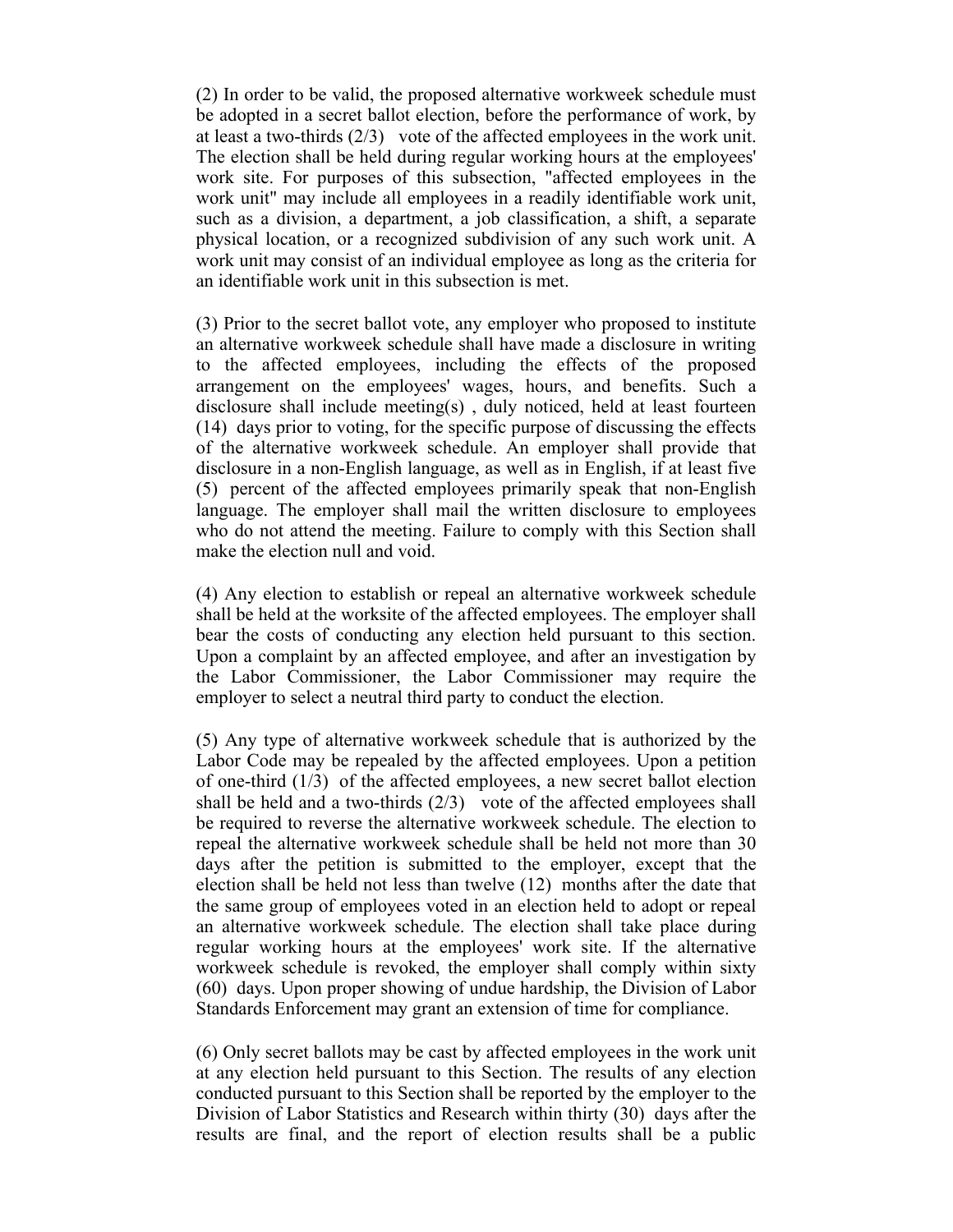(2) In order to be valid, the proposed alternative workweek schedule must be adopted in a secret ballot election, before the performance of work, by at least a two-thirds (2/3) vote of the affected employees in the work unit. The election shall be held during regular working hours at the employees' work site. For purposes of this subsection, "affected employees in the work unit" may include all employees in a readily identifiable work unit, such as a division, a department, a job classification, a shift, a separate physical location, or a recognized subdivision of any such work unit. A work unit may consist of an individual employee as long as the criteria for an identifiable work unit in this subsection is met.

(3) Prior to the secret ballot vote, any employer who proposed to institute an alternative workweek schedule shall have made a disclosure in writing to the affected employees, including the effects of the proposed arrangement on the employees' wages, hours, and benefits. Such a disclosure shall include meeting(s) , duly noticed, held at least fourteen (14) days prior to voting, for the specific purpose of discussing the effects of the alternative workweek schedule. An employer shall provide that disclosure in a non-English language, as well as in English, if at least five (5) percent of the affected employees primarily speak that non-English language. The employer shall mail the written disclosure to employees who do not attend the meeting. Failure to comply with this Section shall make the election null and void.

(4) Any election to establish or repeal an alternative workweek schedule shall be held at the worksite of the affected employees. The employer shall bear the costs of conducting any election held pursuant to this section. Upon a complaint by an affected employee, and after an investigation by the Labor Commissioner, the Labor Commissioner may require the employer to select a neutral third party to conduct the election.

(5) Any type of alternative workweek schedule that is authorized by the Labor Code may be repealed by the affected employees. Upon a petition of one-third (1/3) of the affected employees, a new secret ballot election shall be held and a two-thirds (2/3) vote of the affected employees shall be required to reverse the alternative workweek schedule. The election to repeal the alternative workweek schedule shall be held not more than 30 days after the petition is submitted to the employer, except that the election shall be held not less than twelve (12) months after the date that the same group of employees voted in an election held to adopt or repeal an alternative workweek schedule. The election shall take place during regular working hours at the employees' work site. If the alternative workweek schedule is revoked, the employer shall comply within sixty (60) days. Upon proper showing of undue hardship, the Division of Labor Standards Enforcement may grant an extension of time for compliance.

(6) Only secret ballots may be cast by affected employees in the work unit at any election held pursuant to this Section. The results of any election conducted pursuant to this Section shall be reported by the employer to the Division of Labor Statistics and Research within thirty (30) days after the results are final, and the report of election results shall be a public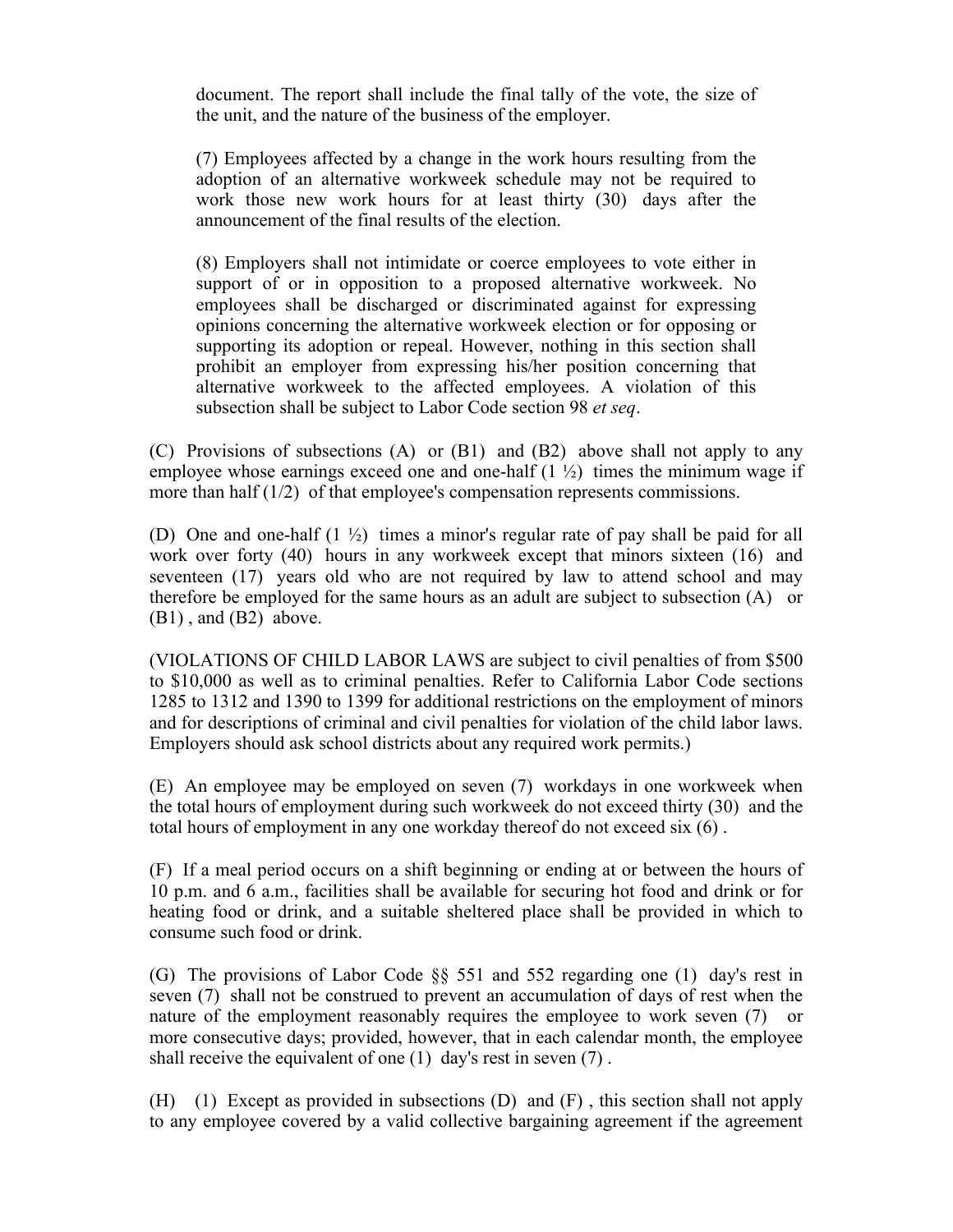document. The report shall include the final tally of the vote, the size of the unit, and the nature of the business of the employer.

(7) Employees affected by a change in the work hours resulting from the adoption of an alternative workweek schedule may not be required to work those new work hours for at least thirty (30) days after the announcement of the final results of the election.

(8) Employers shall not intimidate or coerce employees to vote either in support of or in opposition to a proposed alternative workweek. No employees shall be discharged or discriminated against for expressing opinions concerning the alternative workweek election or for opposing or supporting its adoption or repeal. However, nothing in this section shall prohibit an employer from expressing his/her position concerning that alternative workweek to the affected employees. A violation of this subsection shall be subject to Labor Code section 98 *et seq*.

(C) Provisions of subsections (A) or (B1) and (B2) above shall not apply to any employee whose earnings exceed one and one-half (1 ½) times the minimum wage if more than half (1/2) of that employee's compensation represents commissions.

(D) One and one-half (1 ½) times a minor's regular rate of pay shall be paid for all work over forty (40) hours in any workweek except that minors sixteen (16) and seventeen (17) years old who are not required by law to attend school and may therefore be employed for the same hours as an adult are subject to subsection (A) or (B1) , and (B2) above.

(VIOLATIONS OF CHILD LABOR LAWS are subject to civil penalties of from $500 to $10,000 as well as to criminal penalties. Refer to California Labor Code sections 1285 to 1312 and 1390 to 1399 for additional restrictions on the employment of minors and for descriptions of criminal and civil penalties for violation of the child labor laws. Employers should ask school districts about any required work permits.)

(E) An employee may be employed on seven (7) workdays in one workweek when the total hours of employment during such workweek do not exceed thirty (30) and the total hours of employment in any one workday thereof do not exceed six (6) .

(F) If a meal period occurs on a shift beginning or ending at or between the hours of 10 p.m. and 6 a.m., facilities shall be available for securing hot food and drink or for heating food or drink, and a suitable sheltered place shall be provided in which to consume such food or drink.

(G) The provisions of Labor Code §§ 551 and 552 regarding one (1) day's rest in seven (7) shall not be construed to prevent an accumulation of days of rest when the nature of the employment reasonably requires the employee to work seven (7) or more consecutive days; provided, however, that in each calendar month, the employee shall receive the equivalent of one (1) day's rest in seven (7) .

(H) (1) Except as provided in subsections (D) and (F) , this section shall not apply to any employee covered by a valid collective bargaining agreement if the agreement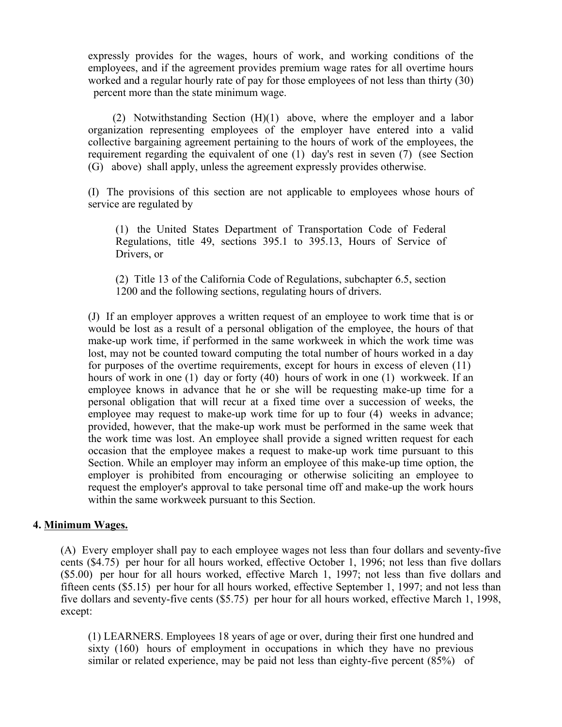expressly provides for the wages, hours of work, and working conditions of the employees, and if the agreement provides premium wage rates for all overtime hours worked and a regular hourly rate of pay for those employees of not less than thirty (30) percent more than the state minimum wage.

(2) Notwithstanding Section (H)(1) above, where the employer and a labor organization representing employees of the employer have entered into a valid collective bargaining agreement pertaining to the hours of work of the employees, the requirement regarding the equivalent of one (1) day's rest in seven (7) (see Section (G) above) shall apply, unless the agreement expressly provides otherwise.

(I) The provisions of this section are not applicable to employees whose hours of service are regulated by

(1) the United States Department of Transportation Code of Federal Regulations, title 49, sections 395.1 to 395.13, Hours of Service of Drivers, or

(2) Title 13 of the California Code of Regulations, subchapter 6.5, section 1200 and the following sections, regulating hours of drivers.

(J) If an employer approves a written request of an employee to work time that is or would be lost as a result of a personal obligation of the employee, the hours of that make-up work time, if performed in the same workweek in which the work time was lost, may not be counted toward computing the total number of hours worked in a day for purposes of the overtime requirements, except for hours in excess of eleven (11) hours of work in one (1) day or forty (40) hours of work in one (1) workweek. If an employee knows in advance that he or she will be requesting make-up time for a personal obligation that will recur at a fixed time over a succession of weeks, the employee may request to make-up work time for up to four (4) weeks in advance; provided, however, that the make-up work must be performed in the same week that the work time was lost. An employee shall provide a signed written request for each occasion that the employee makes a request to make-up work time pursuant to this Section. While an employer may inform an employee of this make-up time option, the employer is prohibited from encouraging or otherwise soliciting an employee to request the employer's approval to take personal time off and make-up the work hours within the same workweek pursuant to this Section.

**4. Minimum Wages.**

(A) Every employer shall pay to each employee wages not less than four dollars and seventy-five cents ($4.75) per hour for all hours worked, effective October 1, 1996; not less than five dollars ($5.00) per hour for all hours worked, effective March 1, 1997; not less than five dollars and fifteen cents ($5.15) per hour for all hours worked, effective September 1, 1997; and not less than five dollars and seventy-five cents ($5.75) per hour for all hours worked, effective March 1, 1998, except:

(1) LEARNERS. Employees 18 years of age or over, during their first one hundred and sixty (160) hours of employment in occupations in which they have no previous similar or related experience, may be paid not less than eighty-five percent (85%) of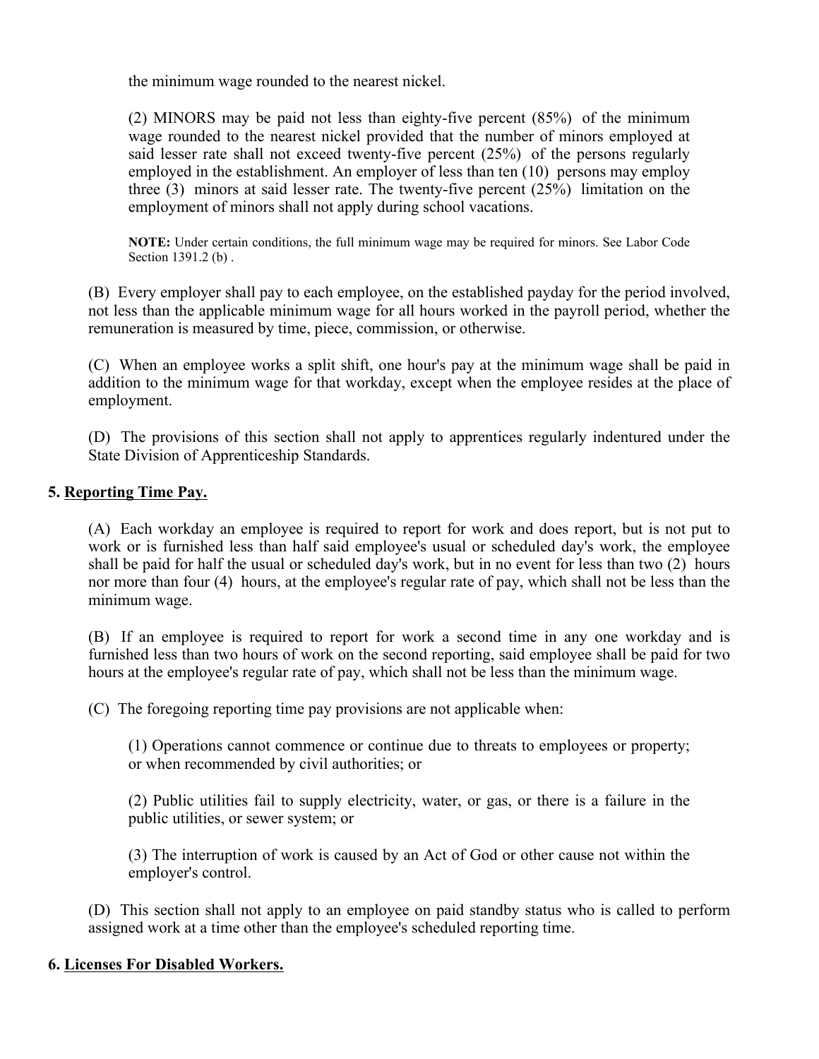the minimum wage rounded to the nearest nickel.

(2) MINORS may be paid not less than eighty-five percent (85%) of the minimum wage rounded to the nearest nickel provided that the number of minors employed at said lesser rate shall not exceed twenty-five percent (25%) of the persons regularly employed in the establishment. An employer of less than ten (10) persons may employ three (3) minors at said lesser rate. The twenty-five percent (25%) limitation on the employment of minors shall not apply during school vacations.

**NOTE:** Under certain conditions, the full minimum wage may be required for minors. See Labor Code Section 1391.2 (b) .

(B) Every employer shall pay to each employee, on the established payday for the period involved, not less than the applicable minimum wage for all hours worked in the payroll period, whether the remuneration is measured by time, piece, commission, or otherwise.

(C) When an employee works a split shift, one hour's pay at the minimum wage shall be paid in addition to the minimum wage for that workday, except when the employee resides at the place of employment.

(D) The provisions of this section shall not apply to apprentices regularly indentured under the State Division of Apprenticeship Standards.

## 5. Reporting Time Pay.

(A) Each workday an employee is required to report for work and does report, but is not put to work or is furnished less than half said employee's usual or scheduled day's work, the employee shall be paid for half the usual or scheduled day's work, but in no event for less than two (2) hours nor more than four (4) hours, at the employee's regular rate of pay, which shall not be less than the minimum wage.

(B) If an employee is required to report for work a second time in any one workday and is furnished less than two hours of work on the second reporting, said employee shall be paid for two hours at the employee's regular rate of pay, which shall not be less than the minimum wage.

(C) The foregoing reporting time pay provisions are not applicable when:

(1) Operations cannot commence or continue due to threats to employees or property; or when recommended by civil authorities; or

(2) Public utilities fail to supply electricity, water, or gas, or there is a failure in the public utilities, or sewer system; or

(3) The interruption of work is caused by an Act of God or other cause not within the employer's control.

(D) This section shall not apply to an employee on paid standby status who is called to perform assigned work at a time other than the employee's scheduled reporting time.

## 6. Licenses For Disabled Workers.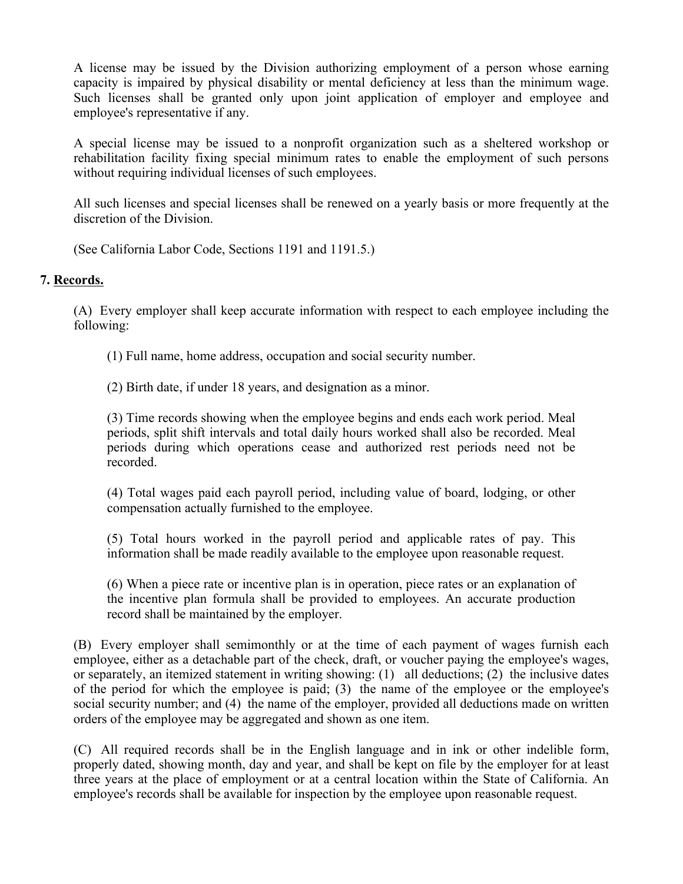A license may be issued by the Division authorizing employment of a person whose earning capacity is impaired by physical disability or mental deficiency at less than the minimum wage. Such licenses shall be granted only upon joint application of employer and employee and employee's representative if any.

A special license may be issued to a nonprofit organization such as a sheltered workshop or rehabilitation facility fixing special minimum rates to enable the employment of such persons without requiring individual licenses of such employees.

All such licenses and special licenses shall be renewed on a yearly basis or more frequently at the discretion of the Division.

(See California Labor Code, Sections 1191 and 1191.5.)

**7. <u>Records.</u>**

(A) Every employer shall keep accurate information with respect to each employee including the following:

(1) Full name, home address, occupation and social security number.

(2) Birth date, if under 18 years, and designation as a minor.

(3) Time records showing when the employee begins and ends each work period. Meal periods, split shift intervals and total daily hours worked shall also be recorded. Meal periods during which operations cease and authorized rest periods need not be recorded.

(4) Total wages paid each payroll period, including value of board, lodging, or other compensation actually furnished to the employee.

(5) Total hours worked in the payroll period and applicable rates of pay. This information shall be made readily available to the employee upon reasonable request.

(6) When a piece rate or incentive plan is in operation, piece rates or an explanation of the incentive plan formula shall be provided to employees. An accurate production record shall be maintained by the employer.

(B) Every employer shall semimonthly or at the time of each payment of wages furnish each employee, either as a detachable part of the check, draft, or voucher paying the employee's wages, or separately, an itemized statement in writing showing: (1) all deductions; (2) the inclusive dates of the period for which the employee is paid; (3) the name of the employee or the employee's social security number; and (4) the name of the employer, provided all deductions made on written orders of the employee may be aggregated and shown as one item.

(C) All required records shall be in the English language and in ink or other indelible form, properly dated, showing month, day and year, and shall be kept on file by the employer for at least three years at the place of employment or at a central location within the State of California. An employee's records shall be available for inspection by the employee upon reasonable request.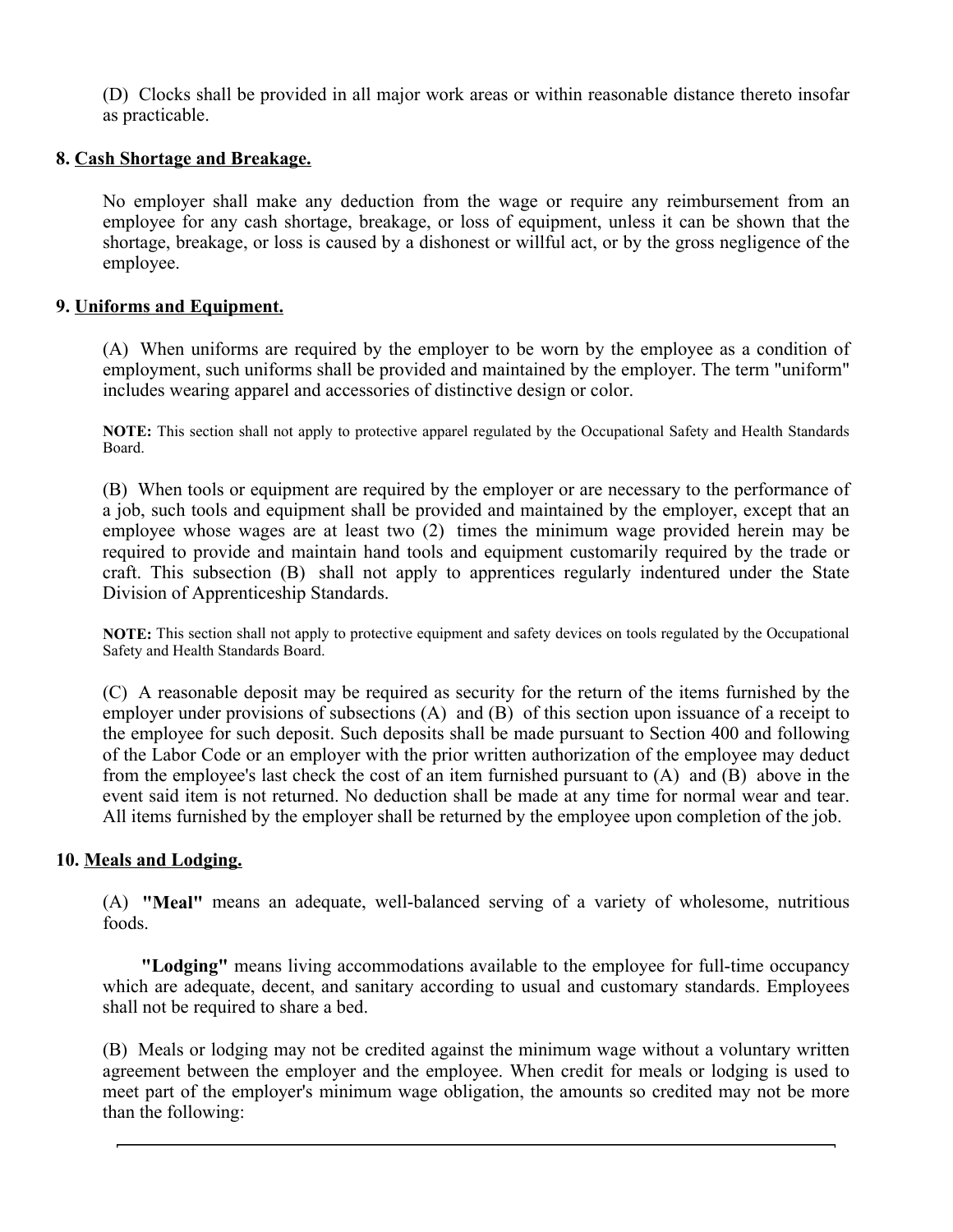(D) Clocks shall be provided in all major work areas or within reasonable distance thereto insofar as practicable.

**8. <u>Cash Shortage and Breakage.</u>**

No employer shall make any deduction from the wage or require any reimbursement from an employee for any cash shortage, breakage, or loss of equipment, unless it can be shown that the shortage, breakage, or loss is caused by a dishonest or willful act, or by the gross negligence of the employee.

**9. <u>Uniforms and Equipment.</u>**

(A) When uniforms are required by the employer to be worn by the employee as a condition of employment, such uniforms shall be provided and maintained by the employer. The term "uniform" includes wearing apparel and accessories of distinctive design or color.

**NOTE:** This section shall not apply to protective apparel regulated by the Occupational Safety and Health Standards Board.

(B) When tools or equipment are required by the employer or are necessary to the performance of a job, such tools and equipment shall be provided and maintained by the employer, except that an employee whose wages are at least two (2) times the minimum wage provided herein may be required to provide and maintain hand tools and equipment customarily required by the trade or craft. This subsection (B) shall not apply to apprentices regularly indentured under the State Division of Apprenticeship Standards.

**NOTE:** This section shall not apply to protective equipment and safety devices on tools regulated by the Occupational Safety and Health Standards Board.

(C) A reasonable deposit may be required as security for the return of the items furnished by the employer under provisions of subsections (A) and (B) of this section upon issuance of a receipt to the employee for such deposit. Such deposits shall be made pursuant to Section 400 and following of the Labor Code or an employer with the prior written authorization of the employee may deduct from the employee's last check the cost of an item furnished pursuant to (A) and (B) above in the event said item is not returned. No deduction shall be made at any time for normal wear and tear. All items furnished by the employer shall be returned by the employee upon completion of the job.

**10. <u>Meals and Lodging.</u>**

(A) **"Meal"** means an adequate, well-balanced serving of a variety of wholesome, nutritious foods.

**"Lodging"** means living accommodations available to the employee for full-time occupancy which are adequate, decent, and sanitary according to usual and customary standards. Employees shall not be required to share a bed.

(B) Meals or lodging may not be credited against the minimum wage without a voluntary written agreement between the employer and the employee. When credit for meals or lodging is used to meet part of the employer's minimum wage obligation, the amounts so credited may not be more than the following: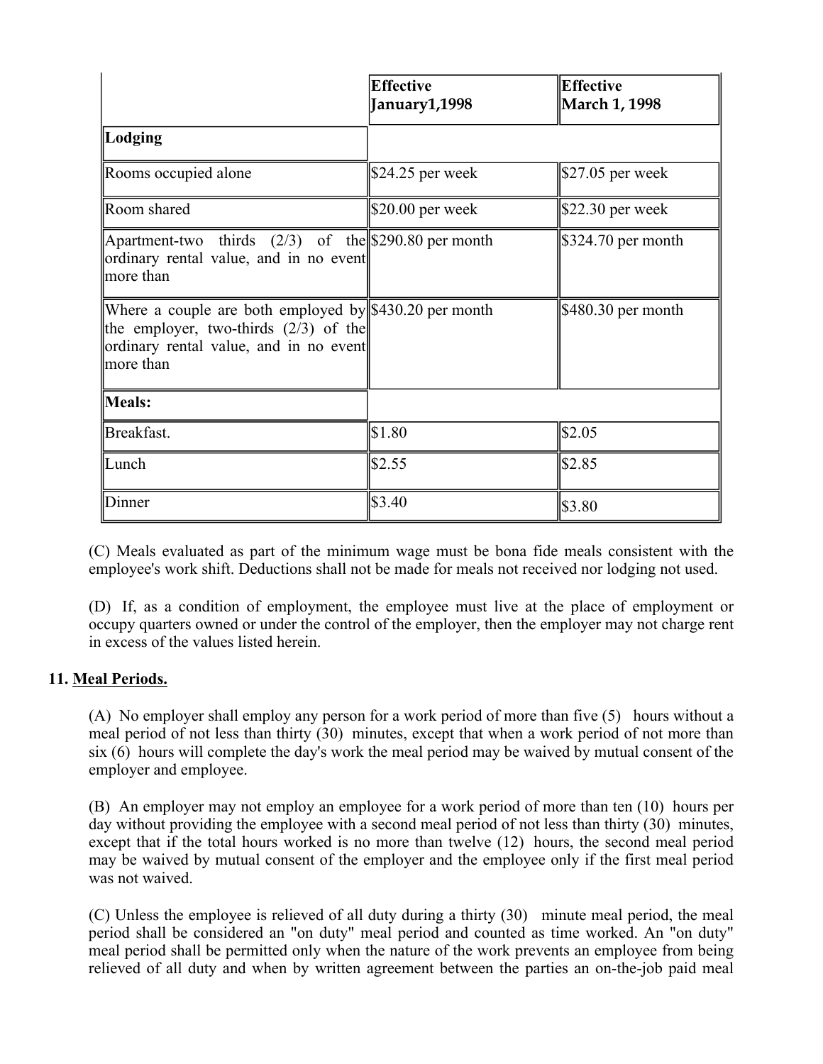| | Effective January1,1998 | Effective March 1, 1998 |
|---|---|---|
| **Lodging** | | |
| Rooms occupied alone | $24.25 per week | $27.05 per week |
| Room shared | $20.00 per week | $22.30 per week |
| Apartment-two thirds (2/3) of the ordinary rental value, and in no event more than | $290.80 per month | $324.70 per month |
| Where a couple are both employed by the employer, two-thirds (2/3) of the ordinary rental value, and in no event more than | $430.20 per month | $480.30 per month |
| **Meals:** | | |
| Breakfast. | $1.80 | $2.05 |
| Lunch | $2.55 | $2.85 |
| Dinner | $3.40 | $3.80 |

(C) Meals evaluated as part of the minimum wage must be bona fide meals consistent with the employee's work shift. Deductions shall not be made for meals not received nor lodging not used.

(D) If, as a condition of employment, the employee must live at the place of employment or occupy quarters owned or under the control of the employer, then the employer may not charge rent in excess of the values listed herein.

### 11. Meal Periods.

(A) No employer shall employ any person for a work period of more than five (5) hours without a meal period of not less than thirty (30) minutes, except that when a work period of not more than six (6) hours will complete the day's work the meal period may be waived by mutual consent of the employer and employee.

(B) An employer may not employ an employee for a work period of more than ten (10) hours per day without providing the employee with a second meal period of not less than thirty (30) minutes, except that if the total hours worked is no more than twelve (12) hours, the second meal period may be waived by mutual consent of the employer and the employee only if the first meal period was not waived.

(C) Unless the employee is relieved of all duty during a thirty (30) minute meal period, the meal period shall be considered an "on duty" meal period and counted as time worked. An "on duty" meal period shall be permitted only when the nature of the work prevents an employee from being relieved of all duty and when by written agreement between the parties an on-the-job paid meal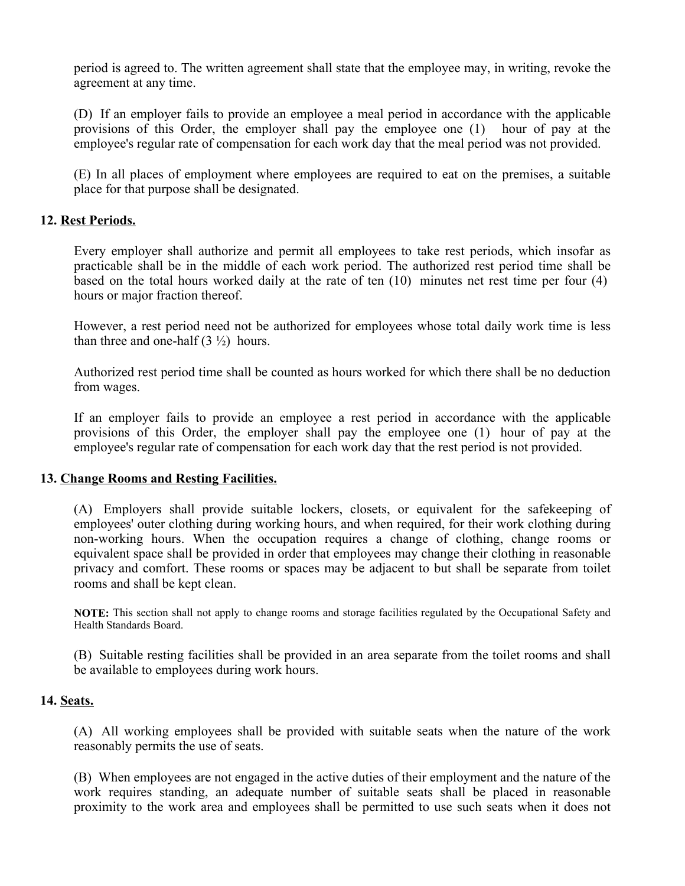period is agreed to. The written agreement shall state that the employee may, in writing, revoke the agreement at any time.

(D) If an employer fails to provide an employee a meal period in accordance with the applicable provisions of this Order, the employer shall pay the employee one (1) hour of pay at the employee's regular rate of compensation for each work day that the meal period was not provided.

(E) In all places of employment where employees are required to eat on the premises, a suitable place for that purpose shall be designated.

**12. Rest Periods.**

Every employer shall authorize and permit all employees to take rest periods, which insofar as practicable shall be in the middle of each work period. The authorized rest period time shall be based on the total hours worked daily at the rate of ten (10) minutes net rest time per four (4) hours or major fraction thereof.

However, a rest period need not be authorized for employees whose total daily work time is less than three and one-half (3 ½) hours.

Authorized rest period time shall be counted as hours worked for which there shall be no deduction from wages.

If an employer fails to provide an employee a rest period in accordance with the applicable provisions of this Order, the employer shall pay the employee one (1) hour of pay at the employee's regular rate of compensation for each work day that the rest period is not provided.

**13. Change Rooms and Resting Facilities.**

(A) Employers shall provide suitable lockers, closets, or equivalent for the safekeeping of employees' outer clothing during working hours, and when required, for their work clothing during non-working hours. When the occupation requires a change of clothing, change rooms or equivalent space shall be provided in order that employees may change their clothing in reasonable privacy and comfort. These rooms or spaces may be adjacent to but shall be separate from toilet rooms and shall be kept clean.

**NOTE:** This section shall not apply to change rooms and storage facilities regulated by the Occupational Safety and Health Standards Board.

(B) Suitable resting facilities shall be provided in an area separate from the toilet rooms and shall be available to employees during work hours.

**14. Seats.**

(A) All working employees shall be provided with suitable seats when the nature of the work reasonably permits the use of seats.

(B) When employees are not engaged in the active duties of their employment and the nature of the work requires standing, an adequate number of suitable seats shall be placed in reasonable proximity to the work area and employees shall be permitted to use such seats when it does not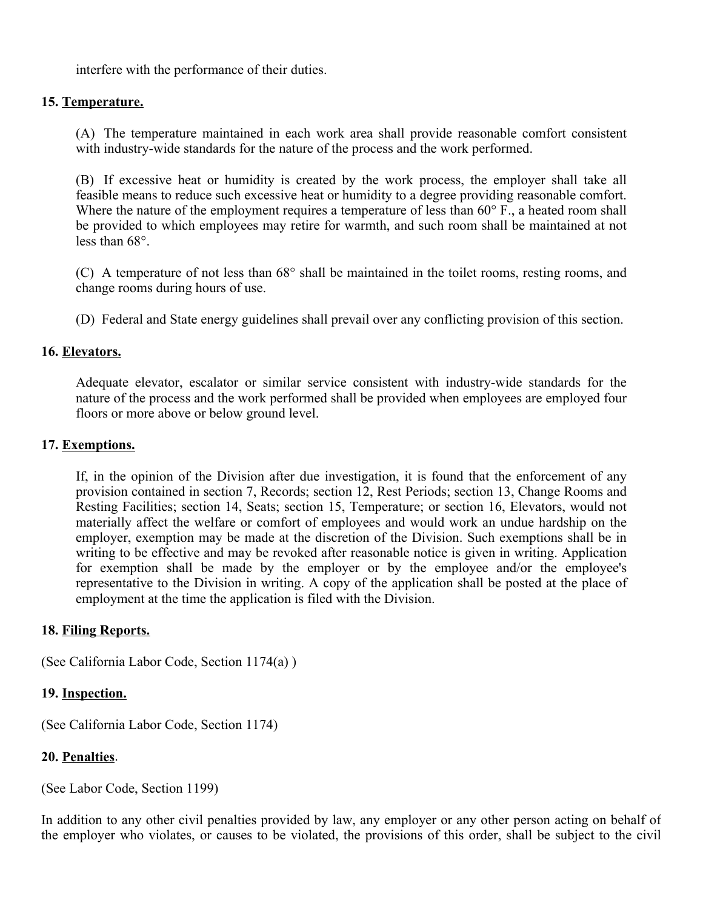interfere with the performance of their duties.

**15. <u>Temperature.</u>**

(A) The temperature maintained in each work area shall provide reasonable comfort consistent with industry-wide standards for the nature of the process and the work performed.

(B) If excessive heat or humidity is created by the work process, the employer shall take all feasible means to reduce such excessive heat or humidity to a degree providing reasonable comfort. Where the nature of the employment requires a temperature of less than 60° F., a heated room shall be provided to which employees may retire for warmth, and such room shall be maintained at not less than 68°.

(C) A temperature of not less than 68° shall be maintained in the toilet rooms, resting rooms, and change rooms during hours of use.

(D) Federal and State energy guidelines shall prevail over any conflicting provision of this section.

**16. <u>Elevators.</u>**

Adequate elevator, escalator or similar service consistent with industry-wide standards for the nature of the process and the work performed shall be provided when employees are employed four floors or more above or below ground level.

**17. <u>Exemptions.</u>**

If, in the opinion of the Division after due investigation, it is found that the enforcement of any provision contained in section 7, Records; section 12, Rest Periods; section 13, Change Rooms and Resting Facilities; section 14, Seats; section 15, Temperature; or section 16, Elevators, would not materially affect the welfare or comfort of employees and would work an undue hardship on the employer, exemption may be made at the discretion of the Division. Such exemptions shall be in writing to be effective and may be revoked after reasonable notice is given in writing. Application for exemption shall be made by the employer or by the employee and/or the employee's representative to the Division in writing. A copy of the application shall be posted at the place of employment at the time the application is filed with the Division.

**18. <u>Filing Reports.</u>**

(See California Labor Code, Section 1174(a) )

**19. <u>Inspection.</u>**

(See California Labor Code, Section 1174)

**20. <u>Penalties</u>.**

(See Labor Code, Section 1199)

In addition to any other civil penalties provided by law, any employer or any other person acting on behalf of the employer who violates, or causes to be violated, the provisions of this order, shall be subject to the civil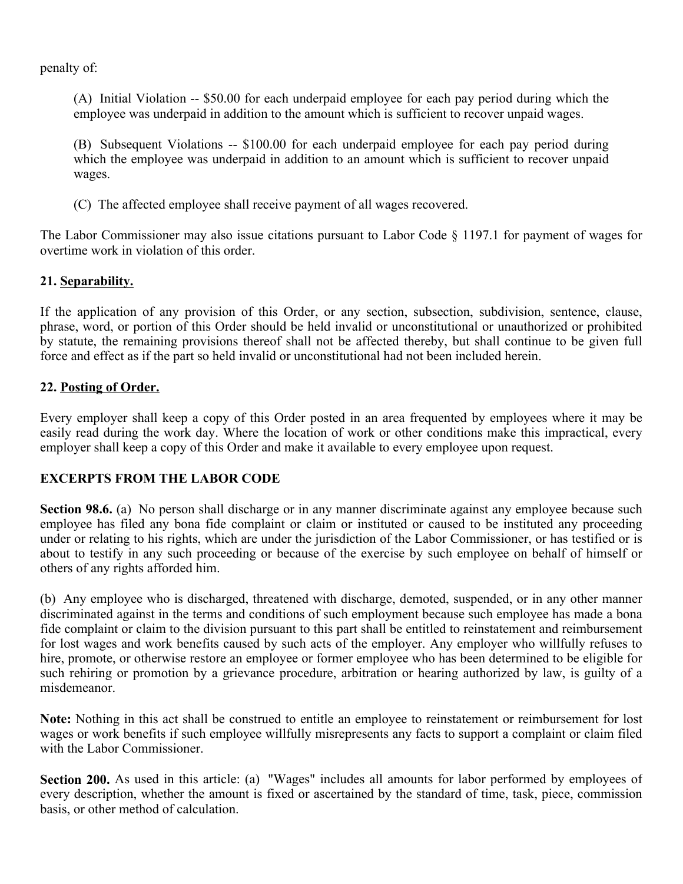penalty of:

(A) Initial Violation -- $50.00 for each underpaid employee for each pay period during which the employee was underpaid in addition to the amount which is sufficient to recover unpaid wages.

(B) Subsequent Violations -- $100.00 for each underpaid employee for each pay period during which the employee was underpaid in addition to an amount which is sufficient to recover unpaid wages.

(C) The affected employee shall receive payment of all wages recovered.

The Labor Commissioner may also issue citations pursuant to Labor Code § 1197.1 for payment of wages for overtime work in violation of this order.

### 21. Separability.

If the application of any provision of this Order, or any section, subsection, subdivision, sentence, clause, phrase, word, or portion of this Order should be held invalid or unconstitutional or unauthorized or prohibited by statute, the remaining provisions thereof shall not be affected thereby, but shall continue to be given full force and effect as if the part so held invalid or unconstitutional had not been included herein.

### 22. Posting of Order.

Every employer shall keep a copy of this Order posted in an area frequented by employees where it may be easily read during the work day. Where the location of work or other conditions make this impractical, every employer shall keep a copy of this Order and make it available to every employee upon request.

## EXCERPTS FROM THE LABOR CODE

**Section 98.6.** (a) No person shall discharge or in any manner discriminate against any employee because such employee has filed any bona fide complaint or claim or instituted or caused to be instituted any proceeding under or relating to his rights, which are under the jurisdiction of the Labor Commissioner, or has testified or is about to testify in any such proceeding or because of the exercise by such employee on behalf of himself or others of any rights afforded him.

(b) Any employee who is discharged, threatened with discharge, demoted, suspended, or in any other manner discriminated against in the terms and conditions of such employment because such employee has made a bona fide complaint or claim to the division pursuant to this part shall be entitled to reinstatement and reimbursement for lost wages and work benefits caused by such acts of the employer. Any employer who willfully refuses to hire, promote, or otherwise restore an employee or former employee who has been determined to be eligible for such rehiring or promotion by a grievance procedure, arbitration or hearing authorized by law, is guilty of a misdemeanor.

**Note:** Nothing in this act shall be construed to entitle an employee to reinstatement or reimbursement for lost wages or work benefits if such employee willfully misrepresents any facts to support a complaint or claim filed with the Labor Commissioner.

**Section 200.** As used in this article: (a) "Wages" includes all amounts for labor performed by employees of every description, whether the amount is fixed or ascertained by the standard of time, task, piece, commission basis, or other method of calculation.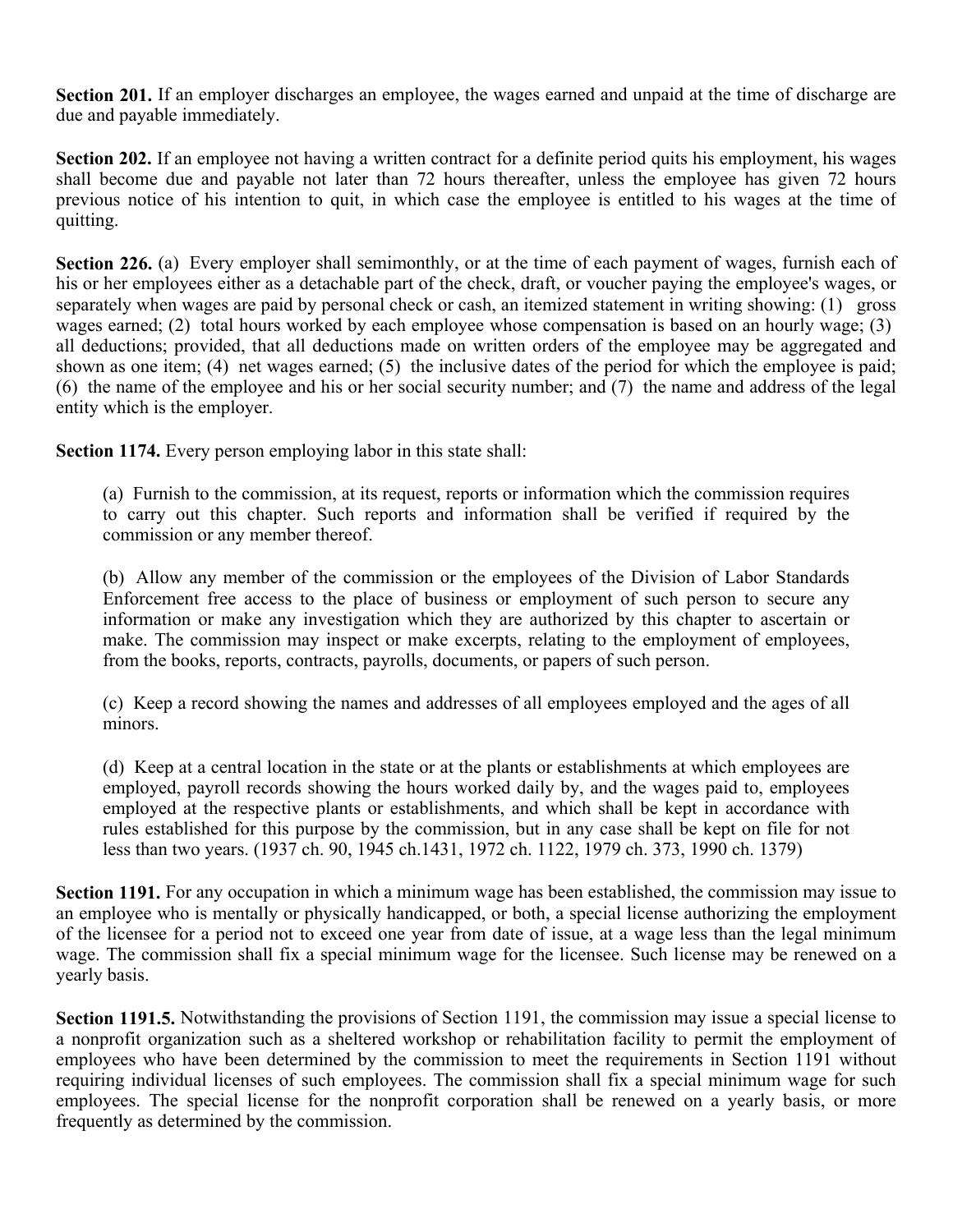**Section 201.** If an employer discharges an employee, the wages earned and unpaid at the time of discharge are due and payable immediately.

**Section 202.** If an employee not having a written contract for a definite period quits his employment, his wages shall become due and payable not later than 72 hours thereafter, unless the employee has given 72 hours previous notice of his intention to quit, in which case the employee is entitled to his wages at the time of quitting.

**Section 226.** (a) Every employer shall semimonthly, or at the time of each payment of wages, furnish each of his or her employees either as a detachable part of the check, draft, or voucher paying the employee's wages, or separately when wages are paid by personal check or cash, an itemized statement in writing showing: (1) gross wages earned; (2) total hours worked by each employee whose compensation is based on an hourly wage; (3) all deductions; provided, that all deductions made on written orders of the employee may be aggregated and shown as one item; (4) net wages earned; (5) the inclusive dates of the period for which the employee is paid; (6) the name of the employee and his or her social security number; and (7) the name and address of the legal entity which is the employer.

**Section 1174.** Every person employing labor in this state shall:

(a) Furnish to the commission, at its request, reports or information which the commission requires to carry out this chapter. Such reports and information shall be verified if required by the commission or any member thereof.

(b) Allow any member of the commission or the employees of the Division of Labor Standards Enforcement free access to the place of business or employment of such person to secure any information or make any investigation which they are authorized by this chapter to ascertain or make. The commission may inspect or make excerpts, relating to the employment of employees, from the books, reports, contracts, payrolls, documents, or papers of such person.

(c) Keep a record showing the names and addresses of all employees employed and the ages of all minors.

(d) Keep at a central location in the state or at the plants or establishments at which employees are employed, payroll records showing the hours worked daily by, and the wages paid to, employees employed at the respective plants or establishments, and which shall be kept in accordance with rules established for this purpose by the commission, but in any case shall be kept on file for not less than two years. (1937 ch. 90, 1945 ch.1431, 1972 ch. 1122, 1979 ch. 373, 1990 ch. 1379)

**Section 1191.** For any occupation in which a minimum wage has been established, the commission may issue to an employee who is mentally or physically handicapped, or both, a special license authorizing the employment of the licensee for a period not to exceed one year from date of issue, at a wage less than the legal minimum wage. The commission shall fix a special minimum wage for the licensee. Such license may be renewed on a yearly basis.

**Section 1191.5.** Notwithstanding the provisions of Section 1191, the commission may issue a special license to a nonprofit organization such as a sheltered workshop or rehabilitation facility to permit the employment of employees who have been determined by the commission to meet the requirements in Section 1191 without requiring individual licenses of such employees. The commission shall fix a special minimum wage for such employees. The special license for the nonprofit corporation shall be renewed on a yearly basis, or more frequently as determined by the commission.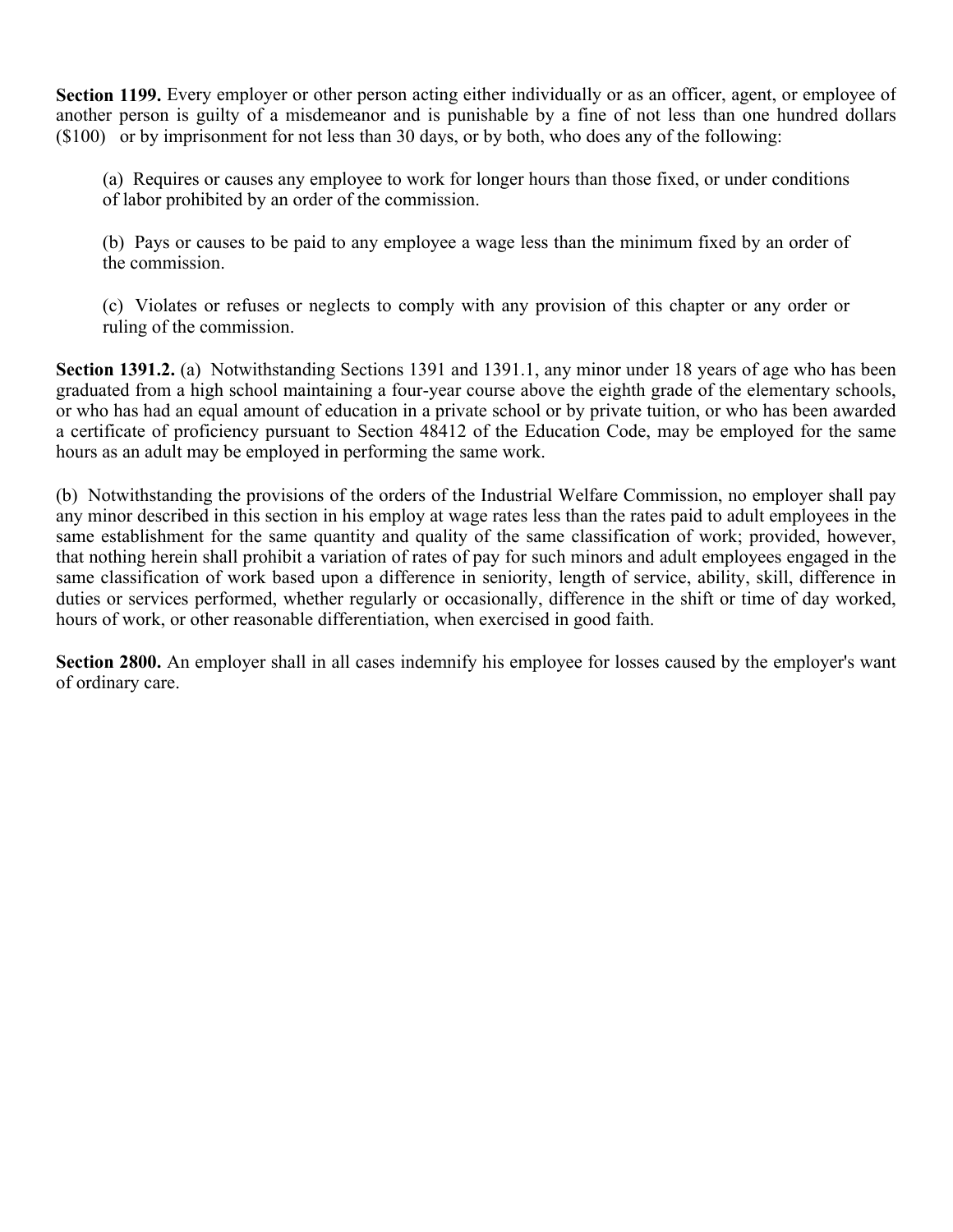**Section 1199.** Every employer or other person acting either individually or as an officer, agent, or employee of another person is guilty of a misdemeanor and is punishable by a fine of not less than one hundred dollars ($100) or by imprisonment for not less than 30 days, or by both, who does any of the following:

(a) Requires or causes any employee to work for longer hours than those fixed, or under conditions of labor prohibited by an order of the commission.

(b) Pays or causes to be paid to any employee a wage less than the minimum fixed by an order of the commission.

(c) Violates or refuses or neglects to comply with any provision of this chapter or any order or ruling of the commission.

**Section 1391.2.** (a) Notwithstanding Sections 1391 and 1391.1, any minor under 18 years of age who has been graduated from a high school maintaining a four-year course above the eighth grade of the elementary schools, or who has had an equal amount of education in a private school or by private tuition, or who has been awarded a certificate of proficiency pursuant to Section 48412 of the Education Code, may be employed for the same hours as an adult may be employed in performing the same work.

(b) Notwithstanding the provisions of the orders of the Industrial Welfare Commission, no employer shall pay any minor described in this section in his employ at wage rates less than the rates paid to adult employees in the same establishment for the same quantity and quality of the same classification of work; provided, however, that nothing herein shall prohibit a variation of rates of pay for such minors and adult employees engaged in the same classification of work based upon a difference in seniority, length of service, ability, skill, difference in duties or services performed, whether regularly or occasionally, difference in the shift or time of day worked, hours of work, or other reasonable differentiation, when exercised in good faith.

**Section 2800.** An employer shall in all cases indemnify his employee for losses caused by the employer's want of ordinary care.